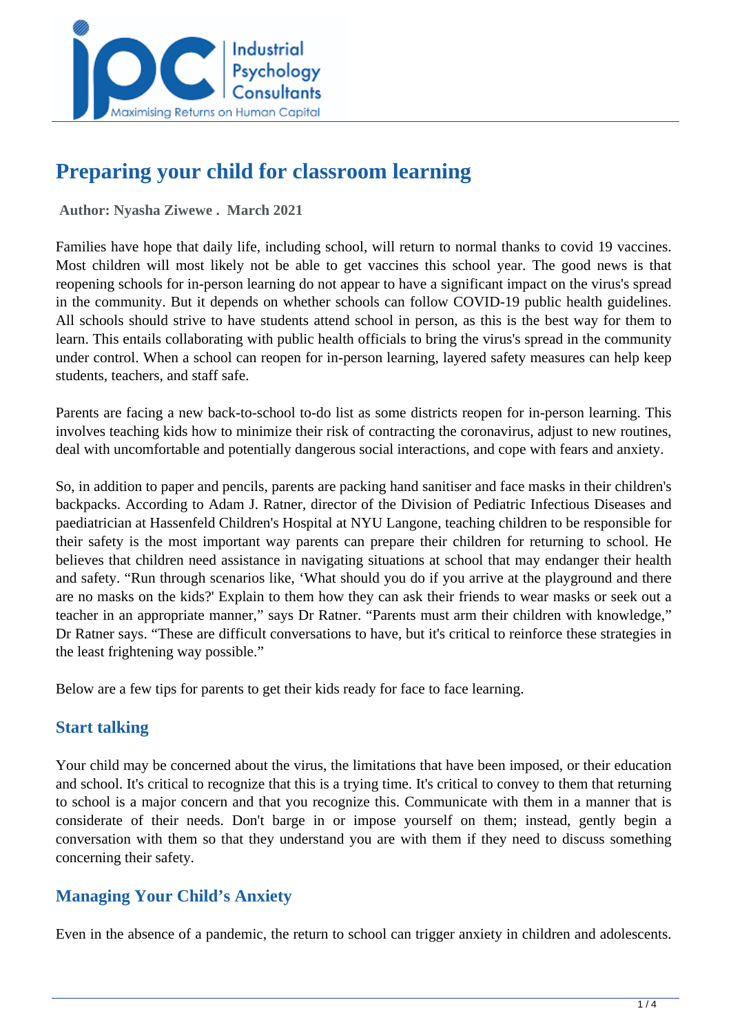# Preparing your child for classroom learning

**Author: Nyasha Ziwewe . March 2021**

Families have hope that daily life, including school, will return to normal thanks to covid 19 vaccines. Most children will most likely not be able to get vaccines this school year. The good news is that reopening schools for in-person learning do not appear to have a significant impact on the virus's spread in the community. But it depends on whether schools can follow COVID-19 public health guidelines. All schools should strive to have students attend school in person, as this is the best way for them to learn. This entails collaborating with public health officials to bring the virus's spread in the community under control. When a school can reopen for in-person learning, layered safety measures can help keep students, teachers, and staff safe.

Parents are facing a new back-to-school to-do list as some districts reopen for in-person learning. This involves teaching kids how to minimize their risk of contracting the coronavirus, adjust to new routines, deal with uncomfortable and potentially dangerous social interactions, and cope with fears and anxiety.

So, in addition to paper and pencils, parents are packing hand sanitiser and face masks in their children's backpacks. According to Adam J. Ratner, director of the Division of Pediatric Infectious Diseases and paediatrician at Hassenfeld Children's Hospital at NYU Langone, teaching children to be responsible for their safety is the most important way parents can prepare their children for returning to school. He believes that children need assistance in navigating situations at school that may endanger their health and safety. "Run through scenarios like, 'What should you do if you arrive at the playground and there are no masks on the kids?' Explain to them how they can ask their friends to wear masks or seek out a teacher in an appropriate manner," says Dr Ratner. "Parents must arm their children with knowledge," Dr Ratner says. "These are difficult conversations to have, but it's critical to reinforce these strategies in the least frightening way possible."

Below are a few tips for parents to get their kids ready for face to face learning.

## Start talking

Your child may be concerned about the virus, the limitations that have been imposed, or their education and school. It's critical to recognize that this is a trying time. It's critical to convey to them that returning to school is a major concern and that you recognize this. Communicate with them in a manner that is considerate of their needs. Don't barge in or impose yourself on them; instead, gently begin a conversation with them so that they understand you are with them if they need to discuss something concerning their safety.

## Managing Your Child's Anxiety

Even in the absence of a pandemic, the return to school can trigger anxiety in children and adolescents.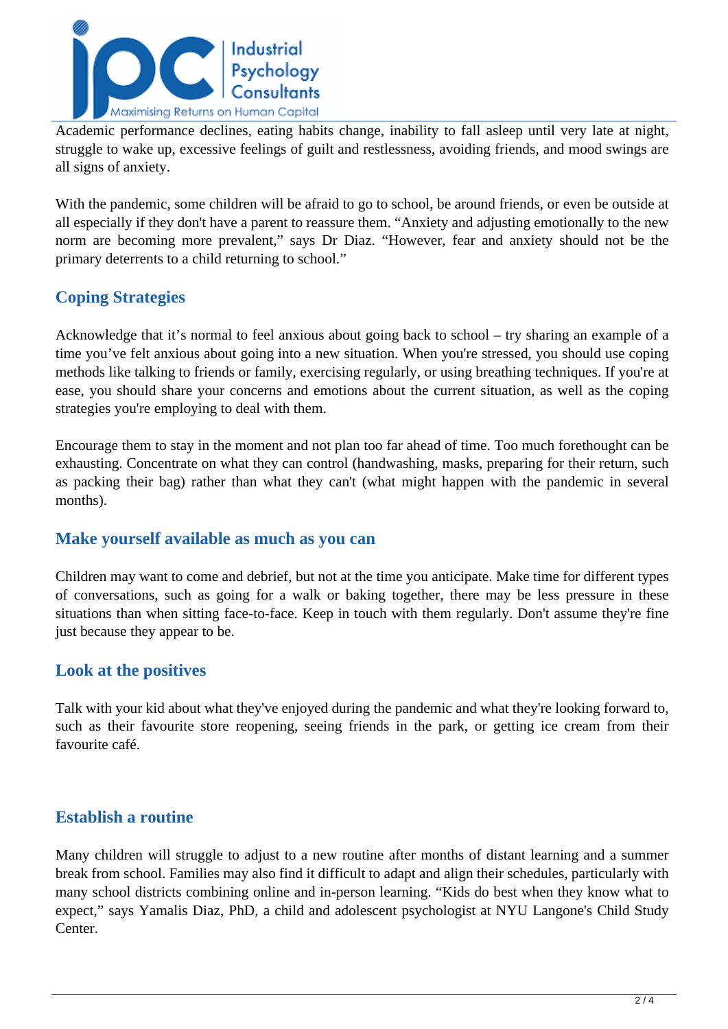Academic performance declines, eating habits change, inability to fall asleep until very late at night, struggle to wake up, excessive feelings of guilt and restlessness, avoiding friends, and mood swings are all signs of anxiety.

With the pandemic, some children will be afraid to go to school, be around friends, or even be outside at all especially if they don't have a parent to reassure them. “Anxiety and adjusting emotionally to the new norm are becoming more prevalent,” says Dr Diaz. “However, fear and anxiety should not be the primary deterrents to a child returning to school.”

## Coping Strategies

Acknowledge that it’s normal to feel anxious about going back to school – try sharing an example of a time you’ve felt anxious about going into a new situation. When you're stressed, you should use coping methods like talking to friends or family, exercising regularly, or using breathing techniques. If you're at ease, you should share your concerns and emotions about the current situation, as well as the coping strategies you're employing to deal with them.

Encourage them to stay in the moment and not plan too far ahead of time. Too much forethought can be exhausting. Concentrate on what they can control (handwashing, masks, preparing for their return, such as packing their bag) rather than what they can't (what might happen with the pandemic in several months).

## Make yourself available as much as you can

Children may want to come and debrief, but not at the time you anticipate. Make time for different types of conversations, such as going for a walk or baking together, there may be less pressure in these situations than when sitting face-to-face. Keep in touch with them regularly. Don't assume they're fine just because they appear to be.

## Look at the positives

Talk with your kid about what they've enjoyed during the pandemic and what they're looking forward to, such as their favourite store reopening, seeing friends in the park, or getting ice cream from their favourite café.

## Establish a routine

Many children will struggle to adjust to a new routine after months of distant learning and a summer break from school. Families may also find it difficult to adapt and align their schedules, particularly with many school districts combining online and in-person learning. “Kids do best when they know what to expect,” says Yamalis Diaz, PhD, a child and adolescent psychologist at NYU Langone's Child Study Center.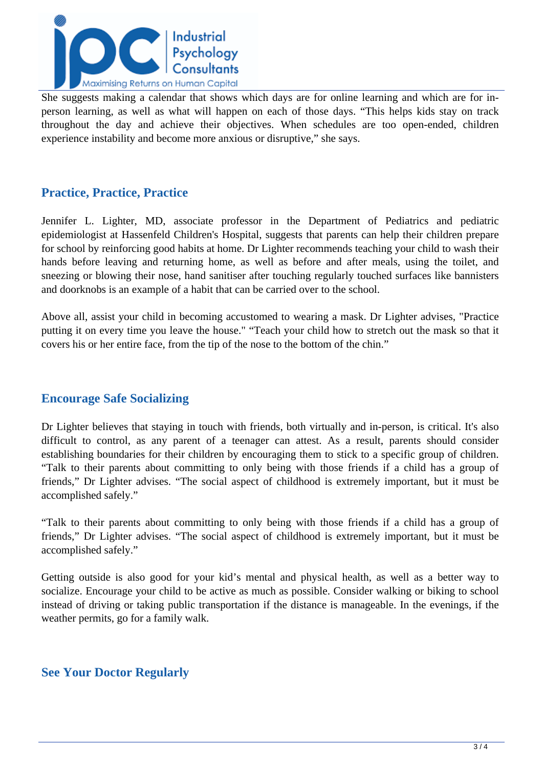She suggests making a calendar that shows which days are for online learning and which are for in-person learning, as well as what will happen on each of those days. “This helps kids stay on track throughout the day and achieve their objectives. When schedules are too open-ended, children experience instability and become more anxious or disruptive,” she says.

## Practice, Practice, Practice

Jennifer L. Lighter, MD, associate professor in the Department of Pediatrics and pediatric epidemiologist at Hassenfeld Children's Hospital, suggests that parents can help their children prepare for school by reinforcing good habits at home. Dr Lighter recommends teaching your child to wash their hands before leaving and returning home, as well as before and after meals, using the toilet, and sneezing or blowing their nose, hand sanitiser after touching regularly touched surfaces like bannisters and doorknobs is an example of a habit that can be carried over to the school.

Above all, assist your child in becoming accustomed to wearing a mask. Dr Lighter advises, "Practice putting it on every time you leave the house." “Teach your child how to stretch out the mask so that it covers his or her entire face, from the tip of the nose to the bottom of the chin.”

## Encourage Safe Socializing

Dr Lighter believes that staying in touch with friends, both virtually and in-person, is critical. It's also difficult to control, as any parent of a teenager can attest. As a result, parents should consider establishing boundaries for their children by encouraging them to stick to a specific group of children. “Talk to their parents about committing to only being with those friends if a child has a group of friends,” Dr Lighter advises. “The social aspect of childhood is extremely important, but it must be accomplished safely.”

“Talk to their parents about committing to only being with those friends if a child has a group of friends,” Dr Lighter advises. “The social aspect of childhood is extremely important, but it must be accomplished safely.”

Getting outside is also good for your kid’s mental and physical health, as well as a better way to socialize. Encourage your child to be active as much as possible. Consider walking or biking to school instead of driving or taking public transportation if the distance is manageable. In the evenings, if the weather permits, go for a family walk.

## See Your Doctor Regularly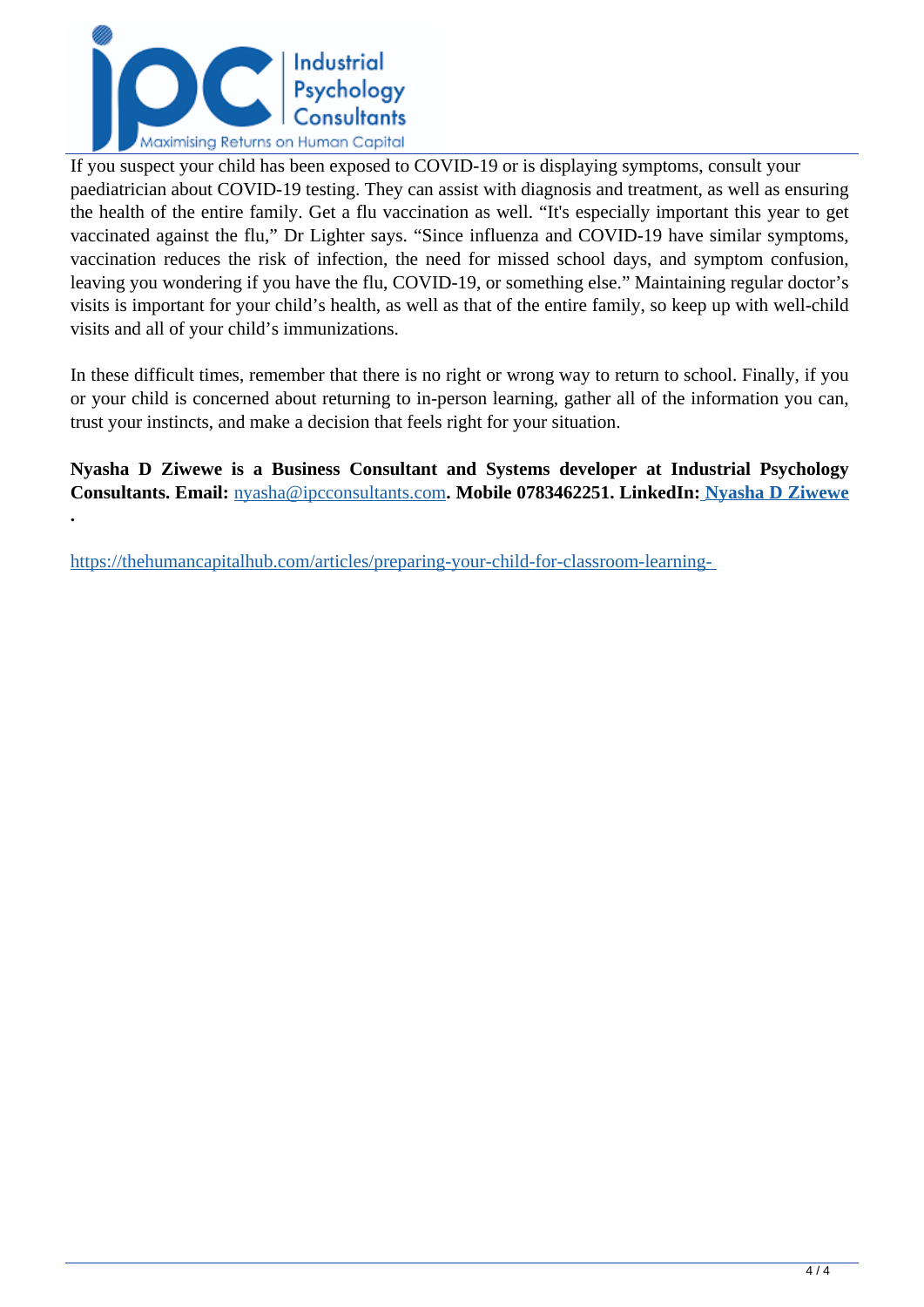If you suspect your child has been exposed to COVID-19 or is displaying symptoms, consult your paediatrician about COVID-19 testing. They can assist with diagnosis and treatment, as well as ensuring the health of the entire family. Get a flu vaccination as well. “It's especially important this year to get vaccinated against the flu,” Dr Lighter says. “Since influenza and COVID-19 have similar symptoms, vaccination reduces the risk of infection, the need for missed school days, and symptom confusion, leaving you wondering if you have the flu, COVID-19, or something else.” Maintaining regular doctor’s visits is important for your child’s health, as well as that of the entire family, so keep up with well-child visits and all of your child’s immunizations.

In these difficult times, remember that there is no right or wrong way to return to school. Finally, if you or your child is concerned about returning to in-person learning, gather all of the information you can, trust your instincts, and make a decision that feels right for your situation.

**Nyasha D Ziwewe is a Business Consultant and Systems developer at Industrial Psychology Consultants. Email:** nyasha@ipcconsultants.com**. Mobile 0783462251. LinkedIn: Nyasha D Ziwewe**

**.**

https://thehumancapitalhub.com/articles/preparing-your-child-for-classroom-learning-